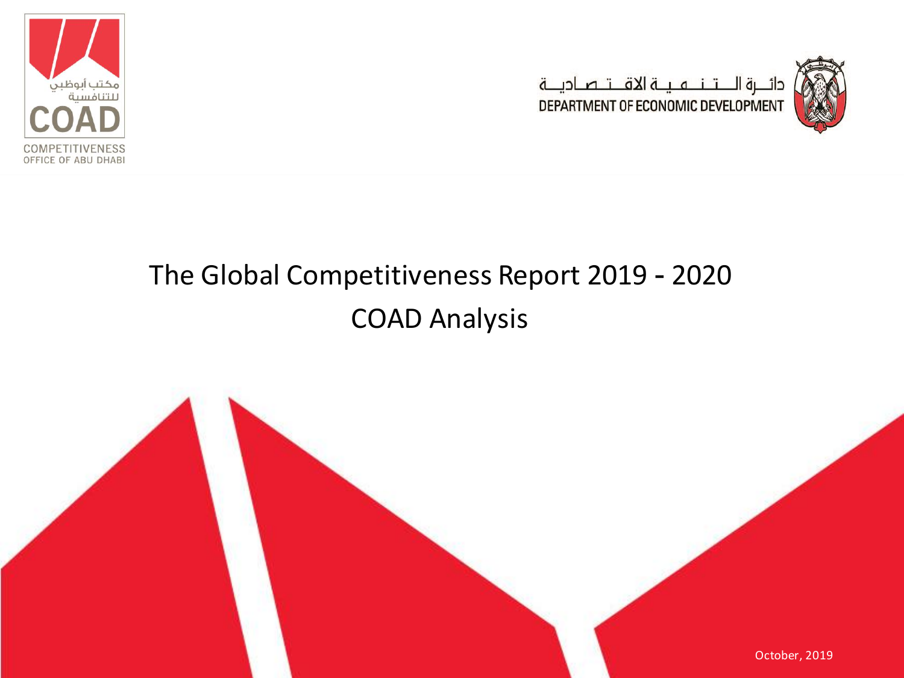مكتب أبوظبي للتنافسية

COAD

COMPETITIVENESS OFFICE OF ABU DHABI

دائـــرة الـــتـــنـــمـــيـــة الاقـــتـــصـــاديـــة

DEPARTMENT OF ECONOMIC DEVELOPMENT

# The Global Competitiveness Report 2019 - 2020

# COAD Analysis

October, 2019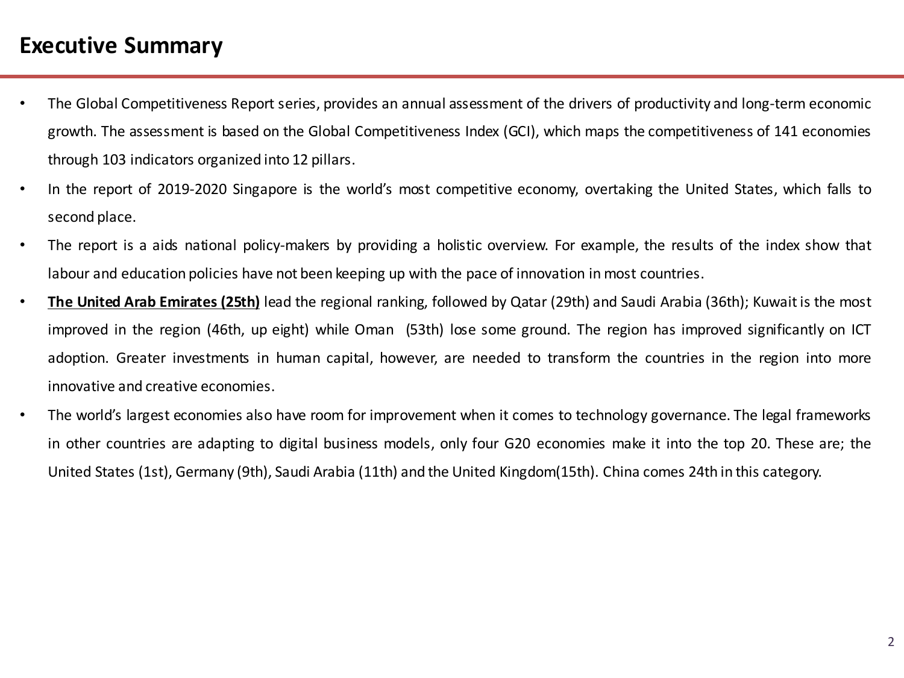# Executive Summary

- The Global Competitiveness Report series, provides an annual assessment of the drivers of productivity and long-term economic growth. The assessment is based on the Global Competitiveness Index (GCI), which maps the competitiveness of 141 economies through 103 indicators organized into 12 pillars.
- In the report of 2019-2020 Singapore is the world's most competitive economy, overtaking the United States, which falls to second place.
- The report is a aids national policy-makers by providing a holistic overview. For example, the results of the index show that labour and education policies have not been keeping up with the pace of innovation in most countries.
- **The United Arab Emirates (25th)** lead the regional ranking, followed by Qatar (29th) and Saudi Arabia (36th); Kuwait is the most improved in the region (46th, up eight) while Oman (53th) lose some ground. The region has improved significantly on ICT adoption. Greater investments in human capital, however, are needed to transform the countries in the region into more innovative and creative economies.
- The world's largest economies also have room for improvement when it comes to technology governance. The legal frameworks in other countries are adapting to digital business models, only four G20 economies make it into the top 20. These are; the United States (1st), Germany (9th), Saudi Arabia (11th) and the United Kingdom(15th). China comes 24th in this category.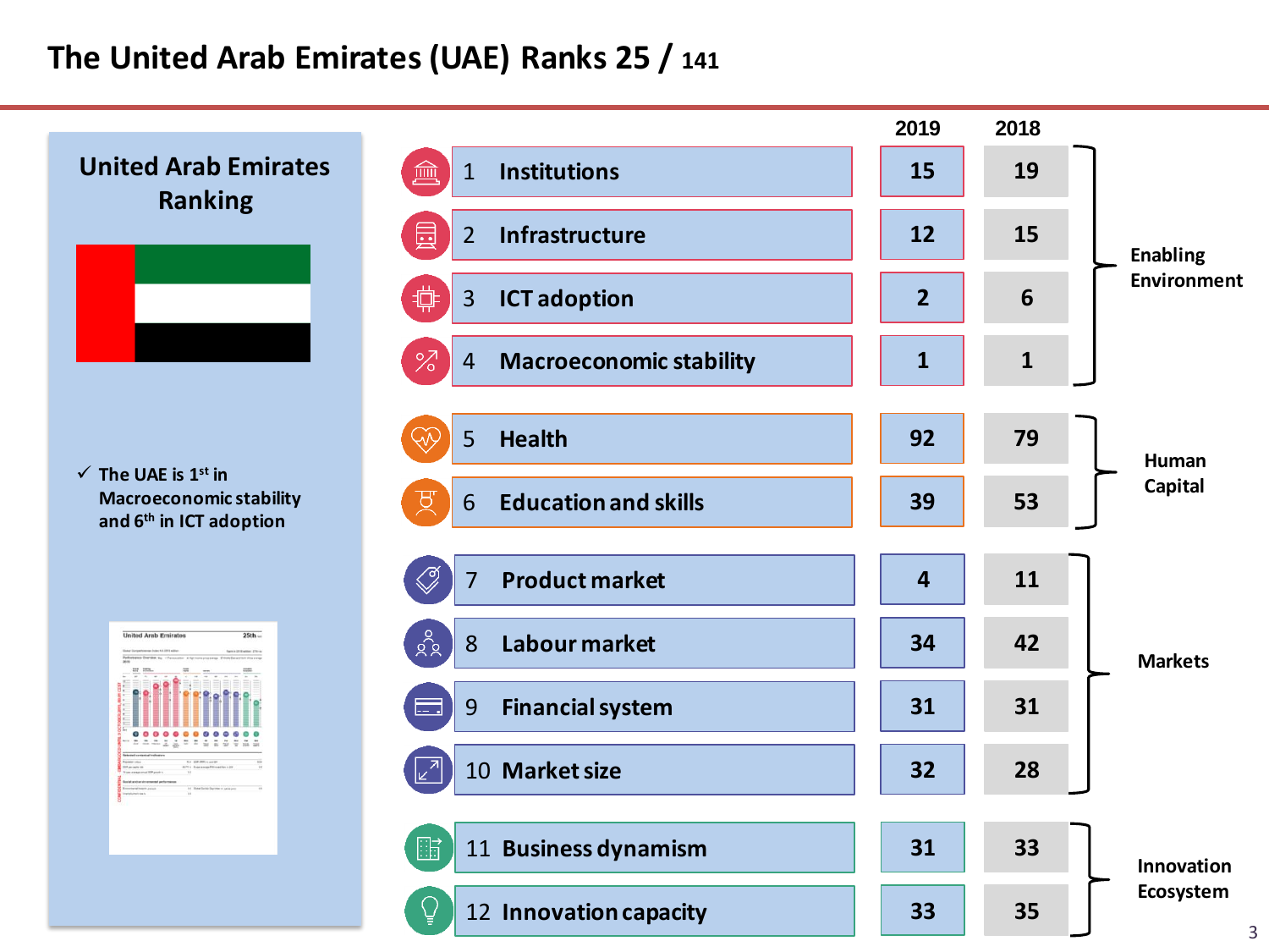# The United Arab Emirates (UAE) Ranks 25 / 141

## United Arab Emirates Ranking

✓ The UAE is 1st in Macroeconomic stability and 6th in ICT adoption

| Pillar | 2019 | 2018 | Group |
|---|---|---|---|
| 1 Institutions | 15 | 19 | Enabling Environment |
| 2 Infrastructure | 12 | 15 | |
| 3 ICT adoption | 2 | 6 | |
| 4 Macroeconomic stability | 1 | 1 | |
| 5 Health | 92 | 79 | Human Capital |
| 6 Education and skills | 39 | 53 | |
| 7 Product market | 4 | 11 | Markets |
| 8 Labour market | 34 | 42 | |
| 9 Financial system | 31 | 31 | |
| 10 Market size | 32 | 28 | |
| 11 Business dynamism | 31 | 33 | Innovation Ecosystem |
| 12 Innovation capacity | 33 | 35 | |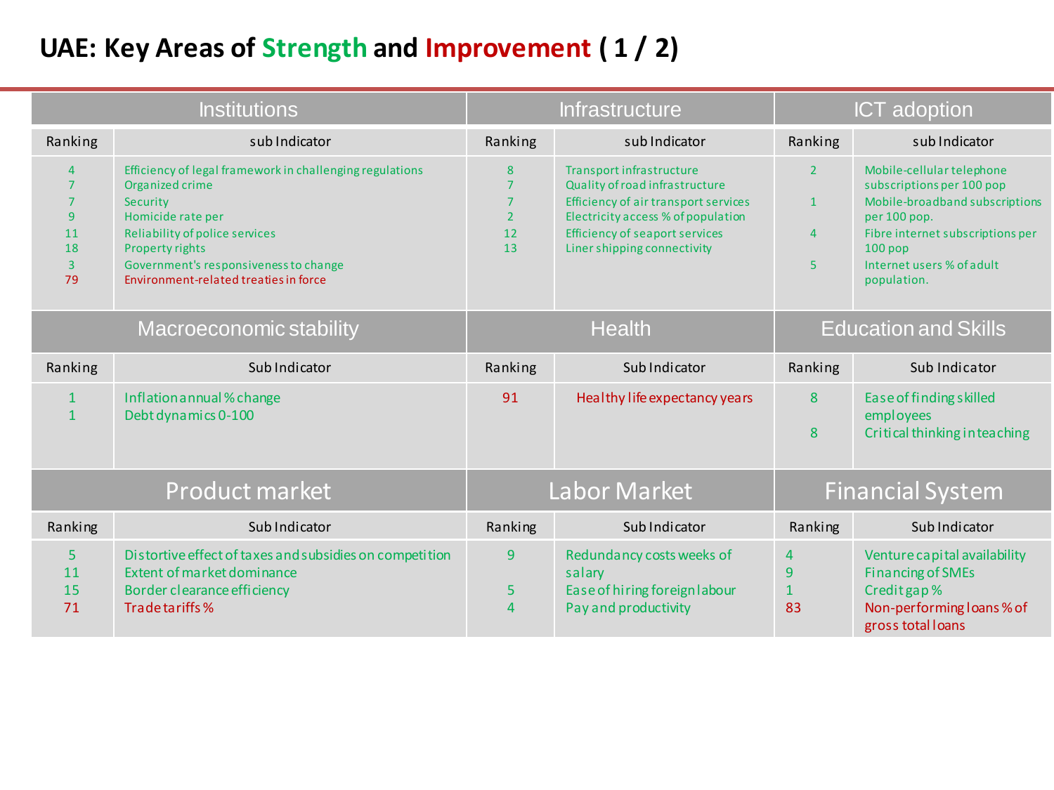# UAE: Key Areas of Strength and Improvement ( 1 / 2)

## Institutions

| Ranking | sub Indicator |
|---|---|
| 4 | Efficiency of legal framework in challenging regulations |
| 7 | Organized crime |
| 7 | Security |
| 9 | Homicide rate per |
| 11 | Reliability of police services |
| 18 | Property rights |
| 3 | Government's responsiveness to change |
| 79 | Environment-related treaties in force |

## Infrastructure

| Ranking | sub Indicator |
|---|---|
| 8 | Transport infrastructure |
| 7 | Quality of road infrastructure |
| 7 | Efficiency of air transport services |
| 2 | Electricity access % of population |
| 12 | Efficiency of seaport services |
| 13 | Liner shipping connectivity |

## ICT adoption

| Ranking | sub Indicator |
|---|---|
| 2 | Mobile-cellular telephone subscriptions per 100 pop |
| 1 | Mobile-broadband subscriptions per 100 pop. |
| 4 | Fibre internet subscriptions per 100 pop |
| 5 | Internet users % of adult population. |

## Macroeconomic stability

| Ranking | Sub Indicator |
|---|---|
| 1 | Inflation annual % change |
| 1 | Debt dynamics 0-100 |

## Health

| Ranking | Sub Indicator |
|---|---|
| 91 | Healthy life expectancy years |

## Education and Skills

| Ranking | Sub Indicator |
|---|---|
| 8 | Ease of finding skilled employees |
| 8 | Critical thinking in teaching |

## Product market

| Ranking | Sub Indicator |
|---|---|
| 5 | Distortive effect of taxes and subsidies on competition |
| 11 | Extent of market dominance |
| 15 | Border clearance efficiency |
| 71 | Trade tariffs % |

## Labor Market

| Ranking | Sub Indicator |
|---|---|
| 9 | Redundancy costs weeks of salary |
| 5 | Ease of hiring foreign labour |
| 4 | Pay and productivity |

## Financial System

| Ranking | Sub Indicator |
|---|---|
| 4 | Venture capital availability |
| 9 | Financing of SMEs |
| 1 | Credit gap % |
| 83 | Non-performing loans % of gross total loans |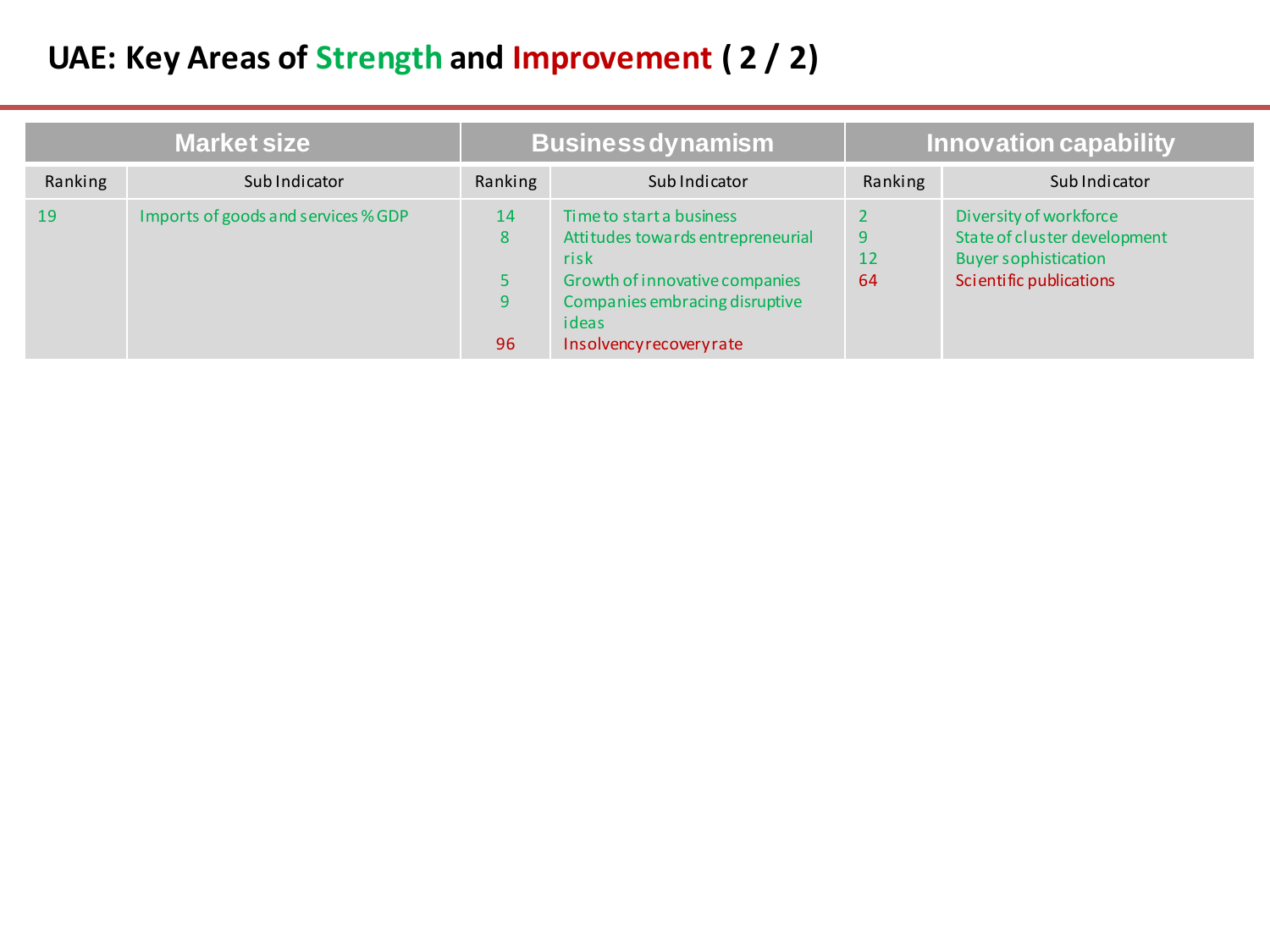# UAE: Key Areas of Strength and Improvement ( 2 / 2)

| Market size | | Business dynamism | | Innovation capability | |
|---|---|---|---|---|---|
| Ranking | Sub Indicator | Ranking | Sub Indicator | Ranking | Sub Indicator |
| 19 | Imports of goods and services % GDP | 14 | Time to start a business | 2 | Diversity of workforce |
| | | 8 | Attitudes towards entrepreneurial risk | 9 | State of cluster development |
| | | 5 | Growth of innovative companies | 12 | Buyer sophistication |
| | | 9 | Companies embracing disruptive ideas | 64 | Scientific publications |
| | | 96 | Insolvency recovery rate | | |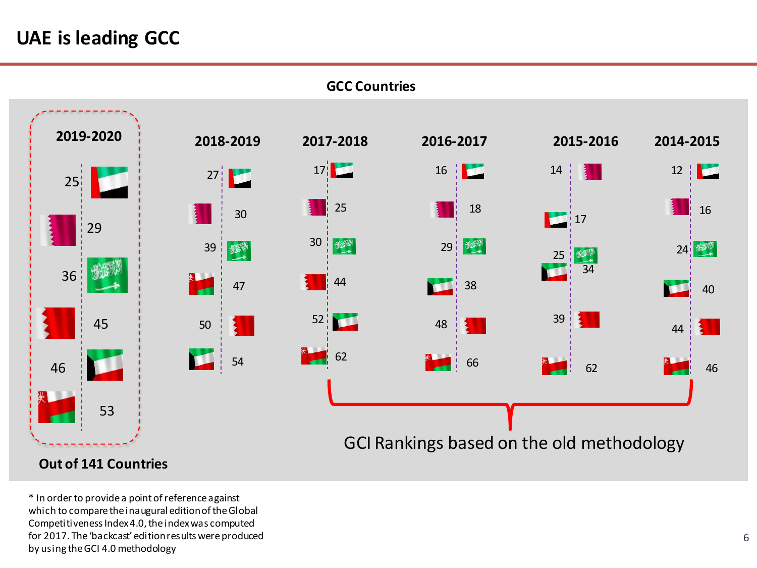# UAE is leading GCC

**GCC Countries**

| Country | 2019-2020 | 2018-2019 | 2017-2018 | 2016-2017 | 2015-2016 | 2014-2015 |
|---|---|---|---|---|---|---|
| UAE | 25 | 27 | 17 | 16 | 17 | 12 |
| Qatar | 29 | 30 | 25 | 18 | 14 | 16 |
| Saudi Arabia | 36 | 39 | 30 | 29 | 25 | 24 |
| Bahrain | 45 | 50 | 44 | 48 | 39 | 44 |
| Kuwait | 46 | 54 | 52 | 38 | 34 | 40 |
| Oman | 53 | 47 | 62 | 66 | 62 | 46 |

**Out of 141 Countries** (2019-2020)

GCI Rankings based on the old methodology (2017-2018 to 2014-2015)

* In order to provide a point of reference against which to compare the inaugural edition of the Global Competitiveness Index 4.0, the index was computed for 2017. The 'backcast' edition results were produced by using the GCI 4.0 methodology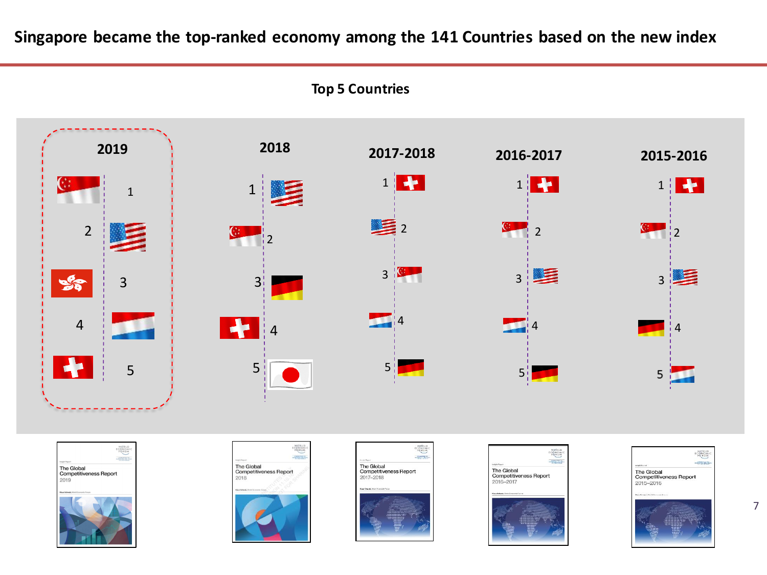# Singapore became the top-ranked economy among the 141 Countries based on the new index

## Top 5 Countries

| Rank | 2019 | 2018 | 2017-2018 | 2016-2017 | 2015-2016 |
|---|---|---|---|---|---|
| 1 | Singapore | United States | Switzerland | Switzerland | Switzerland |
| 2 | United States | Singapore | United States | Singapore | Singapore |
| 3 | Hong Kong | Germany | Singapore | United States | United States |
| 4 | Netherlands | Switzerland | Netherlands | Netherlands | Germany |
| 5 | Switzerland | Japan | Germany | Germany | Netherlands |

The Global Competitiveness Report 2019

The Global Competitiveness Report 2018

The Global Competitiveness Report 2017–2018

The Global Competitiveness Report 2016–2017

The Global Competitiveness Report 2015–2016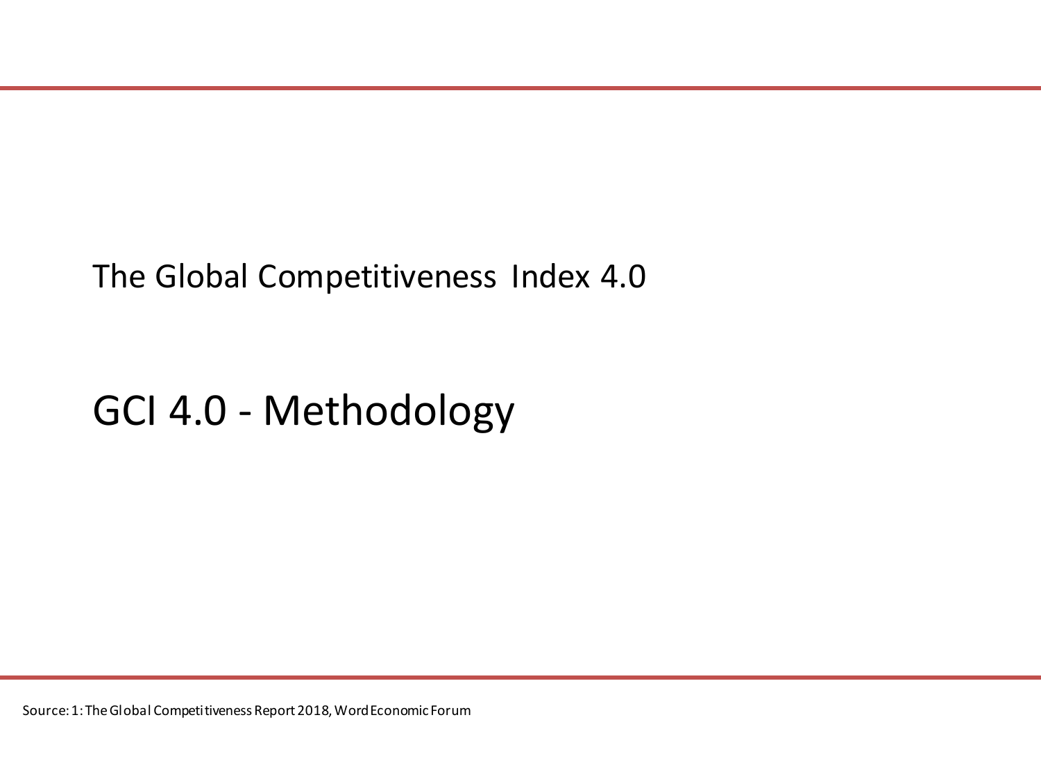The Global Competitiveness Index 4.0

# GCI 4.0 - Methodology

Source: 1: The Global Competitiveness Report 2018, Word Economic Forum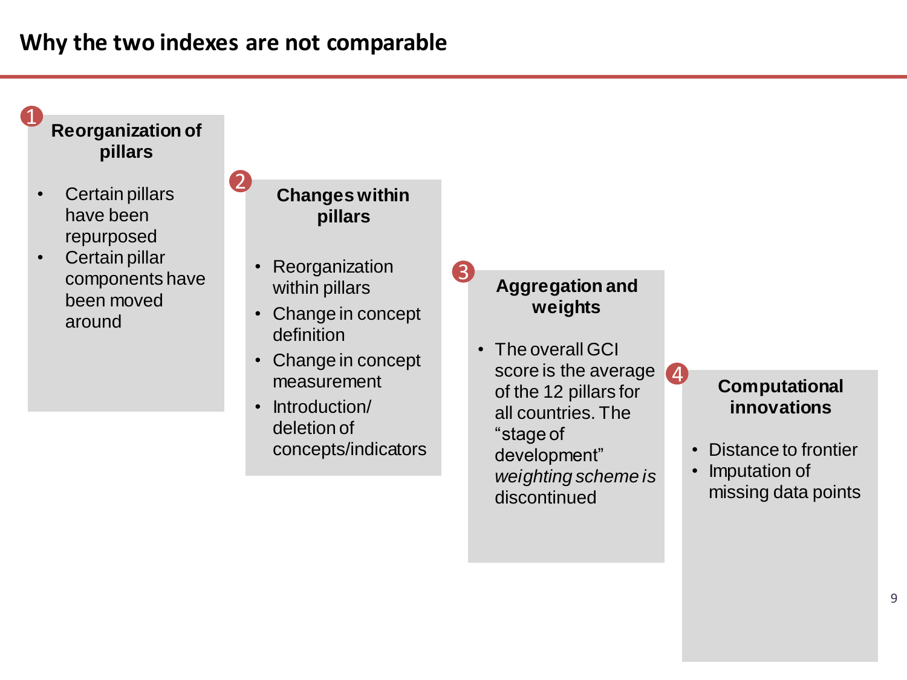# Why the two indexes are not comparable

### 1 Reorganization of pillars

- Certain pillars have been repurposed
- Certain pillar components have been moved around

### 2 Changes within pillars

- Reorganization within pillars
- Change in concept definition
- Change in concept measurement
- Introduction/ deletion of concepts/indicators

### 3 Aggregation and weights

- The overall GCI score is the average of the 12 pillars for all countries. The "stage of development" *weighting scheme is* discontinued

### 4 Computational innovations

- Distance to frontier
- Imputation of missing data points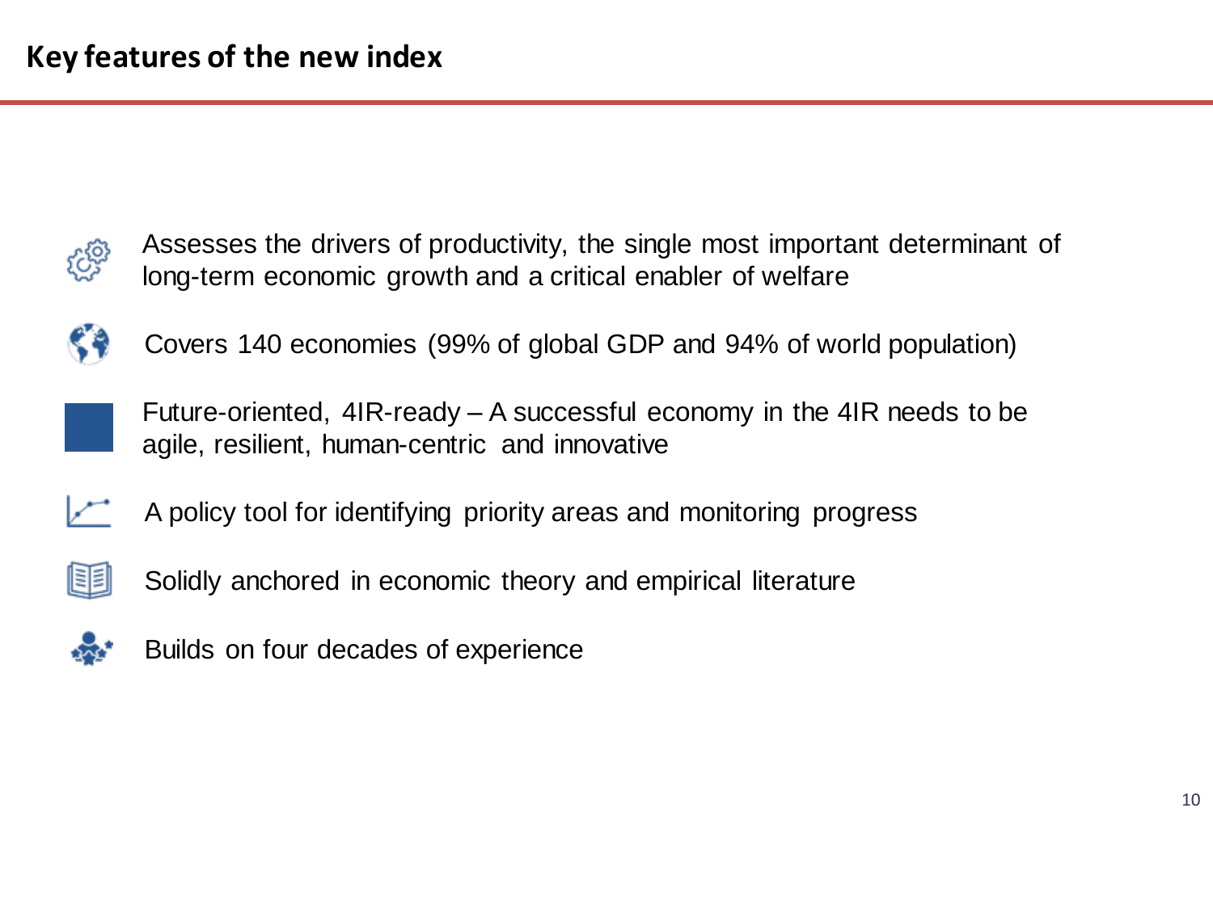# Key features of the new index

- Assesses the drivers of productivity, the single most important determinant of long-term economic growth and a critical enabler of welfare
- Covers 140 economies (99% of global GDP and 94% of world population)
- Future-oriented, 4IR-ready – A successful economy in the 4IR needs to be agile, resilient, human-centric and innovative
- A policy tool for identifying priority areas and monitoring progress
- Solidly anchored in economic theory and empirical literature
- Builds on four decades of experience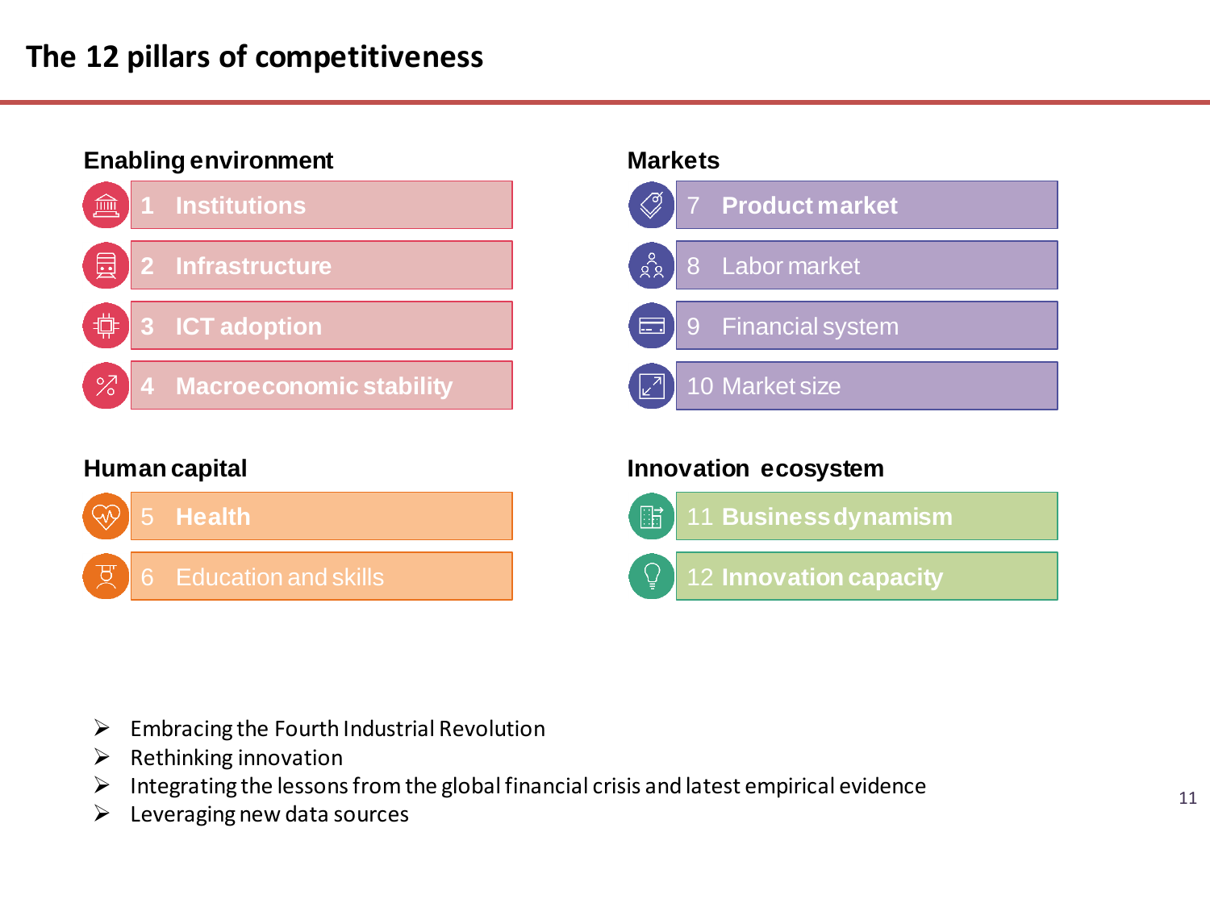# The 12 pillars of competitiveness

### Enabling environment

- 1 Institutions
- 2 Infrastructure
- 3 ICT adoption
- 4 Macroeconomic stability

### Markets

- 7 Product market
- 8 Labor market
- 9 Financial system
- 10 Market size

### Human capital

- 5 Health
- 6 Education and skills

### Innovation ecosystem

- 11 Business dynamism
- 12 Innovation capacity

---

- Embracing the Fourth Industrial Revolution
- Rethinking innovation
- Integrating the lessons from the global financial crisis and latest empirical evidence
- Leveraging new data sources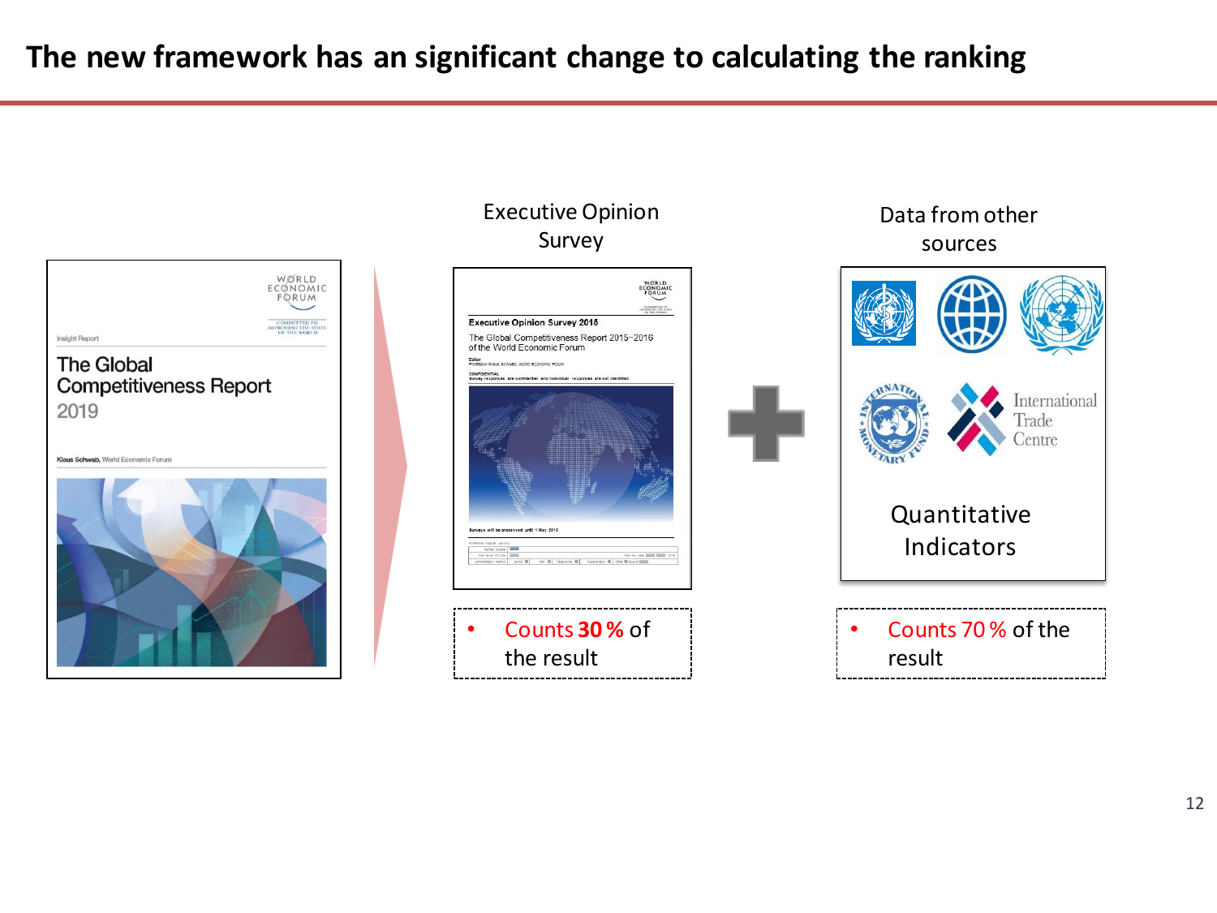# The new framework has an significant change to calculating the ranking

Executive Opinion Survey

Data from other sources

Quantitative Indicators

- Counts **30 %** of the result

- Counts 70 % of the result